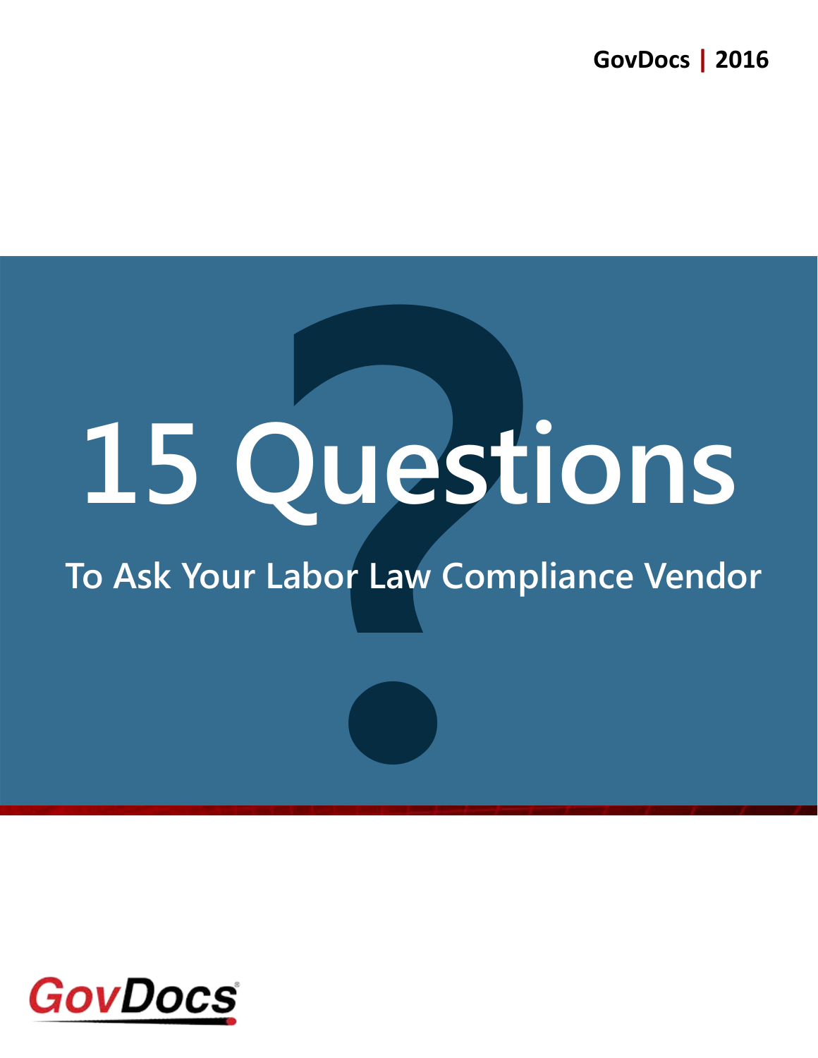GovDocs | 2016

# 15 Questions

## To Ask Your Labor Law Compliance Vendor

GovDocs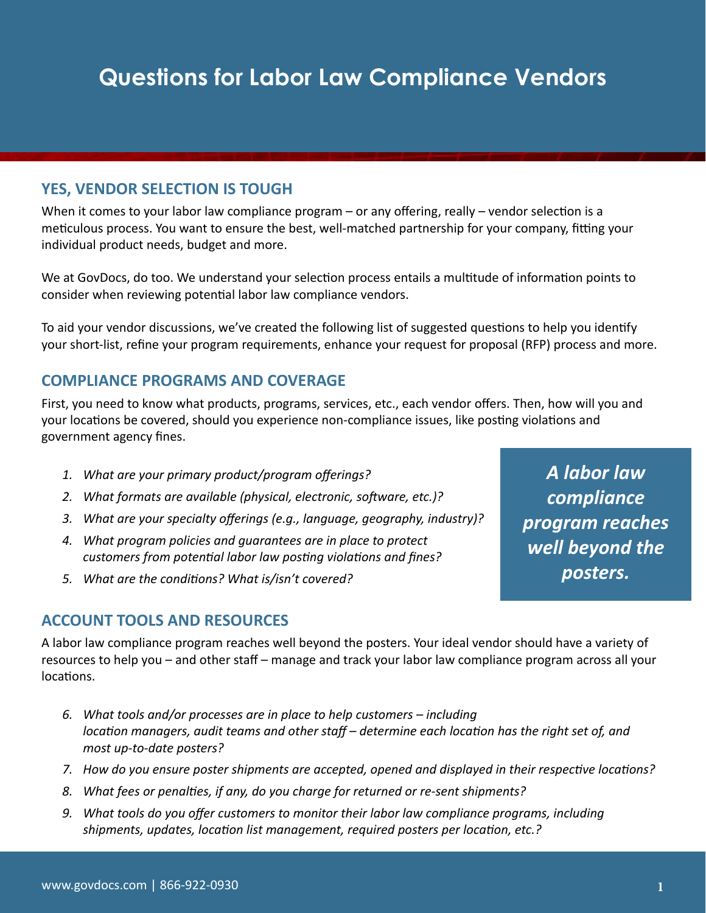# Questions for Labor Law Compliance Vendors

## YES, VENDOR SELECTION IS TOUGH

When it comes to your labor law compliance program – or any offering, really – vendor selection is a meticulous process. You want to ensure the best, well-matched partnership for your company, fitting your individual product needs, budget and more.

We at GovDocs, do too. We understand your selection process entails a multitude of information points to consider when reviewing potential labor law compliance vendors.

To aid your vendor discussions, we've created the following list of suggested questions to help you identify your short-list, refine your program requirements, enhance your request for proposal (RFP) process and more.

## COMPLIANCE PROGRAMS AND COVERAGE

First, you need to know what products, programs, services, etc., each vendor offers. Then, how will you and your locations be covered, should you experience non-compliance issues, like posting violations and government agency fines.

1. *What are your primary product/program offerings?*
2. *What formats are available (physical, electronic, software, etc.)?*
3. *What are your specialty offerings (e.g., language, geography, industry)?*
4. *What program policies and guarantees are in place to protect customers from potential labor law posting violations and fines?*
5. *What are the conditions? What is/isn't covered?*

***A labor law compliance program reaches well beyond the posters.***

## ACCOUNT TOOLS AND RESOURCES

A labor law compliance program reaches well beyond the posters. Your ideal vendor should have a variety of resources to help you – and other staff – manage and track your labor law compliance program across all your locations.

6. *What tools and/or processes are in place to help customers – including location managers, audit teams and other staff – determine each location has the right set of, and most up-to-date posters?*
7. *How do you ensure poster shipments are accepted, opened and displayed in their respective locations?*
8. *What fees or penalties, if any, do you charge for returned or re-sent shipments?*
9. *What tools do you offer customers to monitor their labor law compliance programs, including shipments, updates, location list management, required posters per location, etc.?*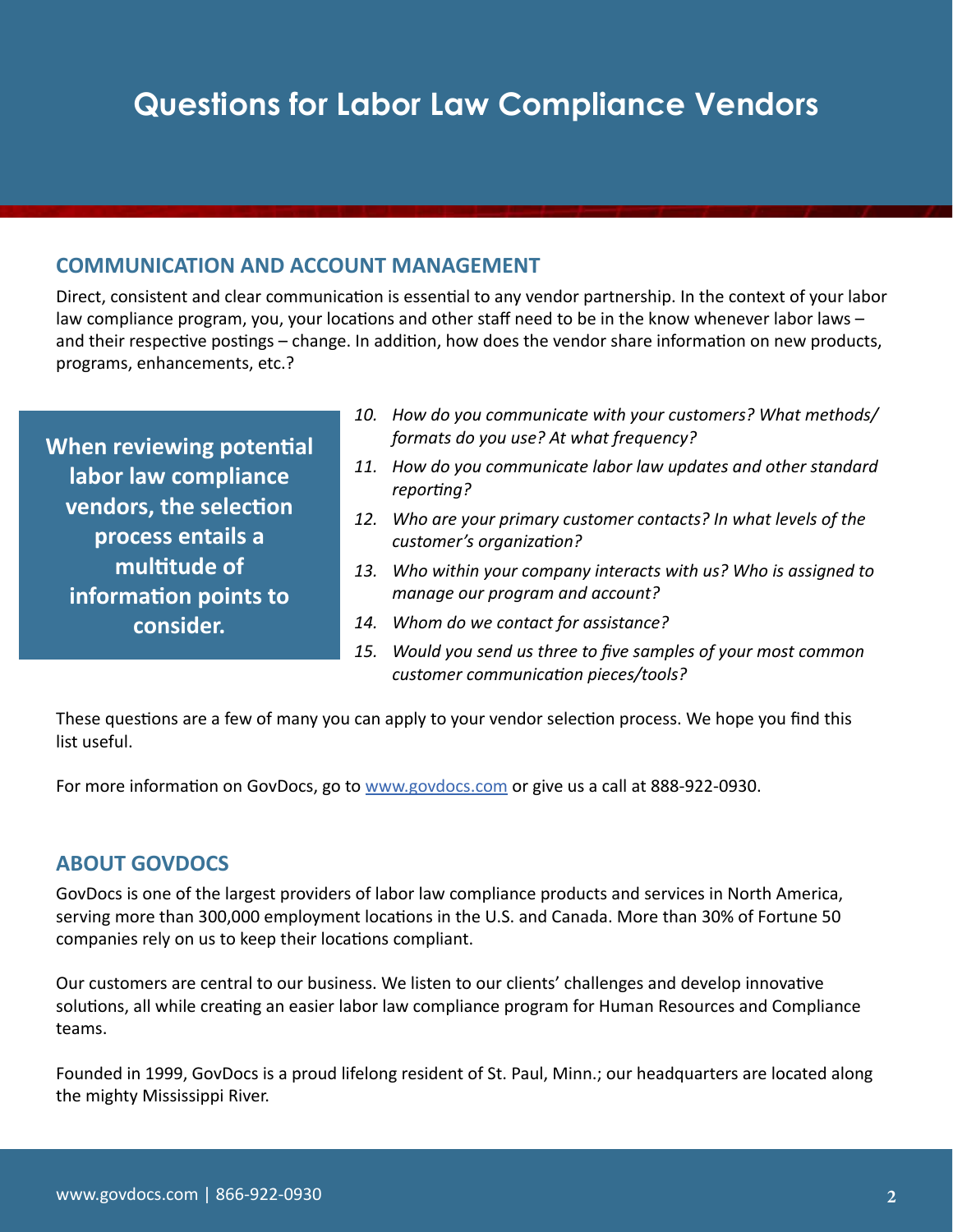# Questions for Labor Law Compliance Vendors

## COMMUNICATION AND ACCOUNT MANAGEMENT

Direct, consistent and clear communication is essential to any vendor partnership. In the context of your labor law compliance program, you, your locations and other staff need to be in the know whenever labor laws – and their respective postings – change. In addition, how does the vendor share information on new products, programs, enhancements, etc.?

**When reviewing potential labor law compliance vendors, the selection process entails a multitude of information points to consider.**

10. *How do you communicate with your customers? What methods/ formats do you use? At what frequency?*
11. *How do you communicate labor law updates and other standard reporting?*
12. *Who are your primary customer contacts? In what levels of the customer's organization?*
13. *Who within your company interacts with us? Who is assigned to manage our program and account?*
14. *Whom do we contact for assistance?*
15. *Would you send us three to five samples of your most common customer communication pieces/tools?*

These questions are a few of many you can apply to your vendor selection process. We hope you find this list useful.

For more information on GovDocs, go to [www.govdocs.com](http://www.govdocs.com) or give us a call at 888-922-0930.

## ABOUT GOVDOCS

GovDocs is one of the largest providers of labor law compliance products and services in North America, serving more than 300,000 employment locations in the U.S. and Canada. More than 30% of Fortune 50 companies rely on us to keep their locations compliant.

Our customers are central to our business. We listen to our clients' challenges and develop innovative solutions, all while creating an easier labor law compliance program for Human Resources and Compliance teams.

Founded in 1999, GovDocs is a proud lifelong resident of St. Paul, Minn.; our headquarters are located along the mighty Mississippi River.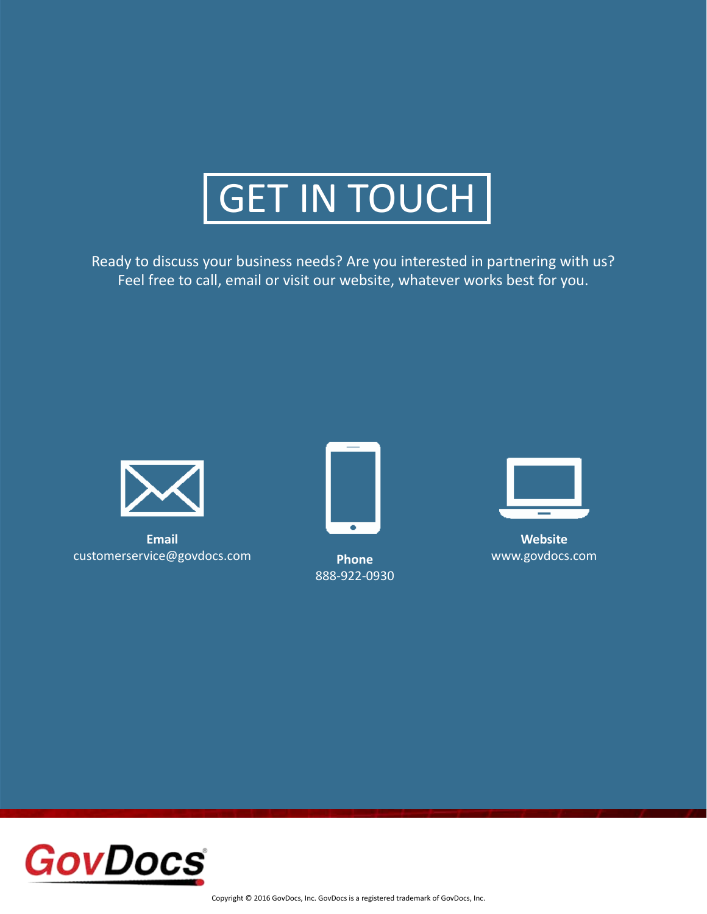# GET IN TOUCH

Ready to discuss your business needs? Are you interested in partnering with us?
Feel free to call, email or visit our website, whatever works best for you.

**Email**
customerservice@govdocs.com

**Phone**
888-922-0930

**Website**
www.govdocs.com

GovDocs®

Copyright © 2016 GovDocs, Inc. GovDocs is a registered trademark of GovDocs, Inc.